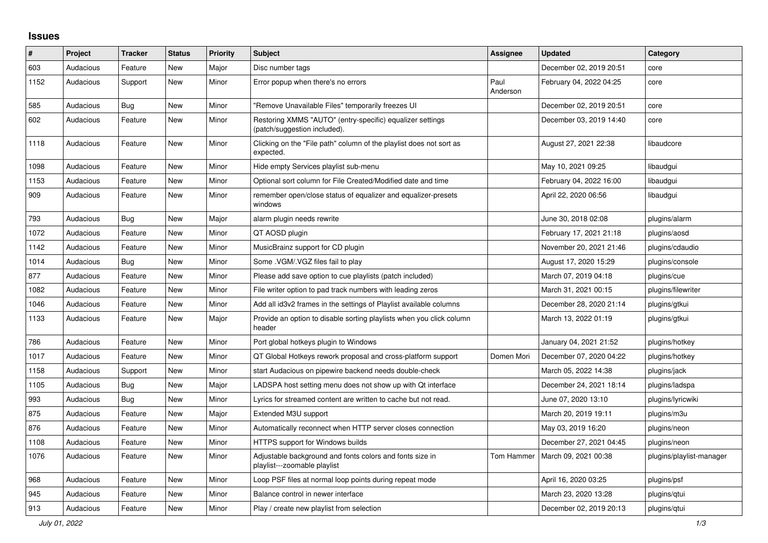## Issues

| # | Project | Tracker | Status | Priority | Subject | Assignee | Updated | Category |
|---|---|---|---|---|---|---|---|---|
| 603 | Audacious | Feature | New | Major | Disc number tags | | December 02, 2019 20:51 | core |
| 1152 | Audacious | Support | New | Minor | Error popup when there's no errors | Paul Anderson | February 04, 2022 04:25 | core |
| 585 | Audacious | Bug | New | Minor | "Remove Unavailable Files" temporarily freezes UI | | December 02, 2019 20:51 | core |
| 602 | Audacious | Feature | New | Minor | Restoring XMMS "AUTO" (entry-specific) equalizer settings (patch/suggestion included). | | December 03, 2019 14:40 | core |
| 1118 | Audacious | Feature | New | Minor | Clicking on the "File path" column of the playlist does not sort as expected. | | August 27, 2021 22:38 | libaudcore |
| 1098 | Audacious | Feature | New | Minor | Hide empty Services playlist sub-menu | | May 10, 2021 09:25 | libaudgui |
| 1153 | Audacious | Feature | New | Minor | Optional sort column for File Created/Modified date and time | | February 04, 2022 16:00 | libaudgui |
| 909 | Audacious | Feature | New | Minor | remember open/close status of equalizer and equalizer-presets windows | | April 22, 2020 06:56 | libaudgui |
| 793 | Audacious | Bug | New | Major | alarm plugin needs rewrite | | June 30, 2018 02:08 | plugins/alarm |
| 1072 | Audacious | Feature | New | Minor | QT AOSD plugin | | February 17, 2021 21:18 | plugins/aosd |
| 1142 | Audacious | Feature | New | Minor | MusicBrainz support for CD plugin | | November 20, 2021 21:46 | plugins/cdaudio |
| 1014 | Audacious | Bug | New | Minor | Some .VGM/.VGZ files fail to play | | August 17, 2020 15:29 | plugins/console |
| 877 | Audacious | Feature | New | Minor | Please add save option to cue playlists (patch included) | | March 07, 2019 04:18 | plugins/cue |
| 1082 | Audacious | Feature | New | Minor | File writer option to pad track numbers with leading zeros | | March 31, 2021 00:15 | plugins/filewriter |
| 1046 | Audacious | Feature | New | Minor | Add all id3v2 frames in the settings of Playlist available columns | | December 28, 2020 21:14 | plugins/gtkui |
| 1133 | Audacious | Feature | New | Major | Provide an option to disable sorting playlists when you click column header | | March 13, 2022 01:19 | plugins/gtkui |
| 786 | Audacious | Feature | New | Minor | Port global hotkeys plugin to Windows | | January 04, 2021 21:52 | plugins/hotkey |
| 1017 | Audacious | Feature | New | Minor | QT Global Hotkeys rework proposal and cross-platform support | Domen Mori | December 07, 2020 04:22 | plugins/hotkey |
| 1158 | Audacious | Support | New | Minor | start Audacious on pipewire backend needs double-check | | March 05, 2022 14:38 | plugins/jack |
| 1105 | Audacious | Bug | New | Major | LADSPA host setting menu does not show up with Qt interface | | December 24, 2021 18:14 | plugins/ladspa |
| 993 | Audacious | Bug | New | Minor | Lyrics for streamed content are written to cache but not read. | | June 07, 2020 13:10 | plugins/lyricwiki |
| 875 | Audacious | Feature | New | Major | Extended M3U support | | March 20, 2019 19:11 | plugins/m3u |
| 876 | Audacious | Feature | New | Minor | Automatically reconnect when HTTP server closes connection | | May 03, 2019 16:20 | plugins/neon |
| 1108 | Audacious | Feature | New | Minor | HTTPS support for Windows builds | | December 27, 2021 04:45 | plugins/neon |
| 1076 | Audacious | Feature | New | Minor | Adjustable background and fonts colors and fonts size in playlist---zoomable playlist | Tom Hammer | March 09, 2021 00:38 | plugins/playlist-manager |
| 968 | Audacious | Feature | New | Minor | Loop PSF files at normal loop points during repeat mode | | April 16, 2020 03:25 | plugins/psf |
| 945 | Audacious | Feature | New | Minor | Balance control in newer interface | | March 23, 2020 13:28 | plugins/qtui |
| 913 | Audacious | Feature | New | Minor | Play / create new playlist from selection | | December 02, 2019 20:13 | plugins/qtui |

*July 01, 2022*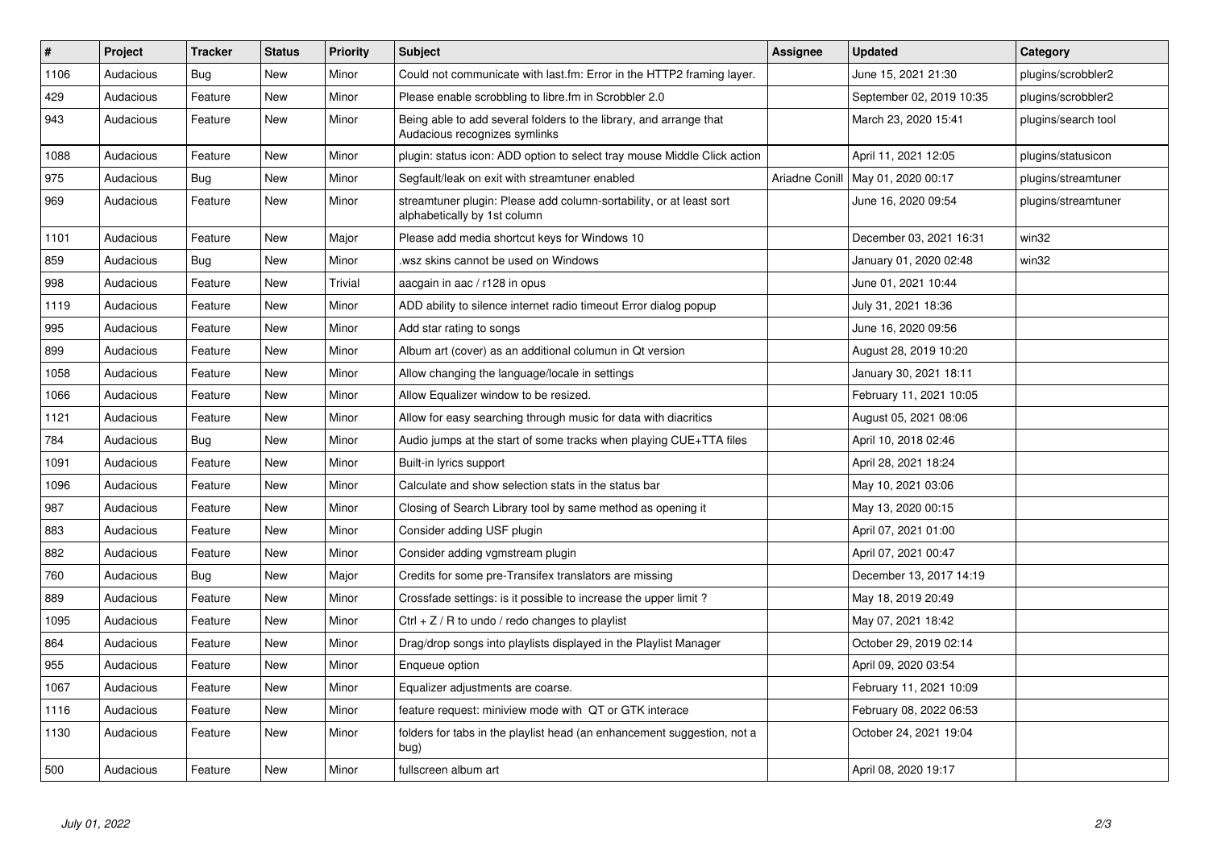| # | Project | Tracker | Status | Priority | Subject | Assignee | Updated | Category |
|---|---|---|---|---|---|---|---|---|
| 1106 | Audacious | Bug | New | Minor | Could not communicate with last.fm: Error in the HTTP2 framing layer. | | June 15, 2021 21:30 | plugins/scrobbler2 |
| 429 | Audacious | Feature | New | Minor | Please enable scrobbling to libre.fm in Scrobbler 2.0 | | September 02, 2019 10:35 | plugins/scrobbler2 |
| 943 | Audacious | Feature | New | Minor | Being able to add several folders to the library, and arrange that Audacious recognizes symlinks | | March 23, 2020 15:41 | plugins/search tool |
| 1088 | Audacious | Feature | New | Minor | plugin: status icon: ADD option to select tray mouse Middle Click action | | April 11, 2021 12:05 | plugins/statusicon |
| 975 | Audacious | Bug | New | Minor | Segfault/leak on exit with streamtuner enabled | Ariadne Conill | May 01, 2020 00:17 | plugins/streamtuner |
| 969 | Audacious | Feature | New | Minor | streamtuner plugin: Please add column-sortability, or at least sort alphabetically by 1st column | | June 16, 2020 09:54 | plugins/streamtuner |
| 1101 | Audacious | Feature | New | Major | Please add media shortcut keys for Windows 10 | | December 03, 2021 16:31 | win32 |
| 859 | Audacious | Bug | New | Minor | .wsz skins cannot be used on Windows | | January 01, 2020 02:48 | win32 |
| 998 | Audacious | Feature | New | Trivial | aacgain in aac / r128 in opus | | June 01, 2021 10:44 | |
| 1119 | Audacious | Feature | New | Minor | ADD ability to silence internet radio timeout Error dialog popup | | July 31, 2021 18:36 | |
| 995 | Audacious | Feature | New | Minor | Add star rating to songs | | June 16, 2020 09:56 | |
| 899 | Audacious | Feature | New | Minor | Album art (cover) as an additional columun in Qt version | | August 28, 2019 10:20 | |
| 1058 | Audacious | Feature | New | Minor | Allow changing the language/locale in settings | | January 30, 2021 18:11 | |
| 1066 | Audacious | Feature | New | Minor | Allow Equalizer window to be resized. | | February 11, 2021 10:05 | |
| 1121 | Audacious | Feature | New | Minor | Allow for easy searching through music for data with diacritics | | August 05, 2021 08:06 | |
| 784 | Audacious | Bug | New | Minor | Audio jumps at the start of some tracks when playing CUE+TTA files | | April 10, 2018 02:46 | |
| 1091 | Audacious | Feature | New | Minor | Built-in lyrics support | | April 28, 2021 18:24 | |
| 1096 | Audacious | Feature | New | Minor | Calculate and show selection stats in the status bar | | May 10, 2021 03:06 | |
| 987 | Audacious | Feature | New | Minor | Closing of Search Library tool by same method as opening it | | May 13, 2020 00:15 | |
| 883 | Audacious | Feature | New | Minor | Consider adding USF plugin | | April 07, 2021 01:00 | |
| 882 | Audacious | Feature | New | Minor | Consider adding vgmstream plugin | | April 07, 2021 00:47 | |
| 760 | Audacious | Bug | New | Major | Credits for some pre-Transifex translators are missing | | December 13, 2017 14:19 | |
| 889 | Audacious | Feature | New | Minor | Crossfade settings: is it possible to increase the upper limit ? | | May 18, 2019 20:49 | |
| 1095 | Audacious | Feature | New | Minor | Ctrl + Z / R to undo / redo changes to playlist | | May 07, 2021 18:42 | |
| 864 | Audacious | Feature | New | Minor | Drag/drop songs into playlists displayed in the Playlist Manager | | October 29, 2019 02:14 | |
| 955 | Audacious | Feature | New | Minor | Enqueue option | | April 09, 2020 03:54 | |
| 1067 | Audacious | Feature | New | Minor | Equalizer adjustments are coarse. | | February 11, 2021 10:09 | |
| 1116 | Audacious | Feature | New | Minor | feature request: miniview mode with QT or GTK interace | | February 08, 2022 06:53 | |
| 1130 | Audacious | Feature | New | Minor | folders for tabs in the playlist head (an enhancement suggestion, not a bug) | | October 24, 2021 19:04 | |
| 500 | Audacious | Feature | New | Minor | fullscreen album art | | April 08, 2020 19:17 | |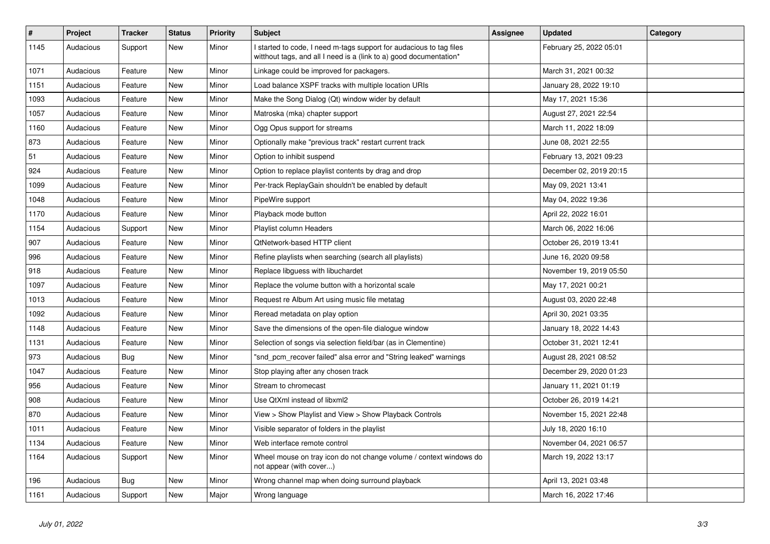| # | Project | Tracker | Status | Priority | Subject | Assignee | Updated | Category |
|---|---|---|---|---|---|---|---|---|
| 1145 | Audacious | Support | New | Minor | I started to code, I need m-tags support for audacious to tag files witthout tags, and all I need is a (link to a) good documentation* | | February 25, 2022 05:01 | |
| 1071 | Audacious | Feature | New | Minor | Linkage could be improved for packagers. | | March 31, 2021 00:32 | |
| 1151 | Audacious | Feature | New | Minor | Load balance XSPF tracks with multiple location URIs | | January 28, 2022 19:10 | |
| 1093 | Audacious | Feature | New | Minor | Make the Song Dialog (Qt) window wider by default | | May 17, 2021 15:36 | |
| 1057 | Audacious | Feature | New | Minor | Matroska (mka) chapter support | | August 27, 2021 22:54 | |
| 1160 | Audacious | Feature | New | Minor | Ogg Opus support for streams | | March 11, 2022 18:09 | |
| 873 | Audacious | Feature | New | Minor | Optionally make "previous track" restart current track | | June 08, 2021 22:55 | |
| 51 | Audacious | Feature | New | Minor | Option to inhibit suspend | | February 13, 2021 09:23 | |
| 924 | Audacious | Feature | New | Minor | Option to replace playlist contents by drag and drop | | December 02, 2019 20:15 | |
| 1099 | Audacious | Feature | New | Minor | Per-track ReplayGain shouldn't be enabled by default | | May 09, 2021 13:41 | |
| 1048 | Audacious | Feature | New | Minor | PipeWire support | | May 04, 2022 19:36 | |
| 1170 | Audacious | Feature | New | Minor | Playback mode button | | April 22, 2022 16:01 | |
| 1154 | Audacious | Support | New | Minor | Playlist column Headers | | March 06, 2022 16:06 | |
| 907 | Audacious | Feature | New | Minor | QtNetwork-based HTTP client | | October 26, 2019 13:41 | |
| 996 | Audacious | Feature | New | Minor | Refine playlists when searching (search all playlists) | | June 16, 2020 09:58 | |
| 918 | Audacious | Feature | New | Minor | Replace libguess with libuchardet | | November 19, 2019 05:50 | |
| 1097 | Audacious | Feature | New | Minor | Replace the volume button with a horizontal scale | | May 17, 2021 00:21 | |
| 1013 | Audacious | Feature | New | Minor | Request re Album Art using music file metatag | | August 03, 2020 22:48 | |
| 1092 | Audacious | Feature | New | Minor | Reread metadata on play option | | April 30, 2021 03:35 | |
| 1148 | Audacious | Feature | New | Minor | Save the dimensions of the open-file dialogue window | | January 18, 2022 14:43 | |
| 1131 | Audacious | Feature | New | Minor | Selection of songs via selection field/bar (as in Clementine) | | October 31, 2021 12:41 | |
| 973 | Audacious | Bug | New | Minor | "snd_pcm_recover failed" alsa error and "String leaked" warnings | | August 28, 2021 08:52 | |
| 1047 | Audacious | Feature | New | Minor | Stop playing after any chosen track | | December 29, 2020 01:23 | |
| 956 | Audacious | Feature | New | Minor | Stream to chromecast | | January 11, 2021 01:19 | |
| 908 | Audacious | Feature | New | Minor | Use QtXml instead of libxml2 | | October 26, 2019 14:21 | |
| 870 | Audacious | Feature | New | Minor | View > Show Playlist and View > Show Playback Controls | | November 15, 2021 22:48 | |
| 1011 | Audacious | Feature | New | Minor | Visible separator of folders in the playlist | | July 18, 2020 16:10 | |
| 1134 | Audacious | Feature | New | Minor | Web interface remote control | | November 04, 2021 06:57 | |
| 1164 | Audacious | Support | New | Minor | Wheel mouse on tray icon do not change volume / context windows do not appear (with cover...) | | March 19, 2022 13:17 | |
| 196 | Audacious | Bug | New | Minor | Wrong channel map when doing surround playback | | April 13, 2021 03:48 | |
| 1161 | Audacious | Support | New | Major | Wrong language | | March 16, 2022 17:46 | |

*July 01, 2022*